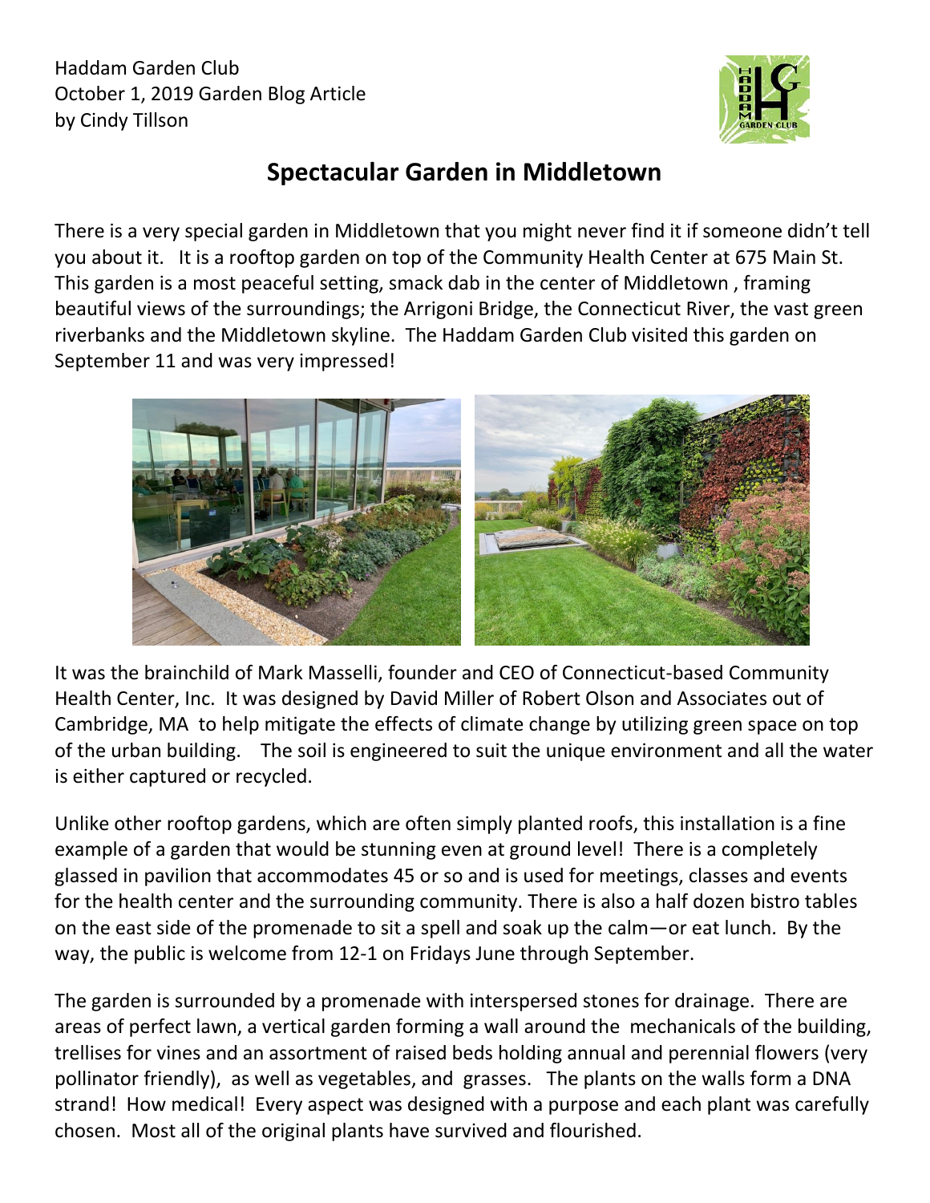Haddam Garden Club
October 1, 2019 Garden Blog Article
by Cindy Tillson

# Spectacular Garden in Middletown

There is a very special garden in Middletown that you might never find it if someone didn't tell you about it. It is a rooftop garden on top of the Community Health Center at 675 Main St. This garden is a most peaceful setting, smack dab in the center of Middletown , framing beautiful views of the surroundings; the Arrigoni Bridge, the Connecticut River, the vast green riverbanks and the Middletown skyline. The Haddam Garden Club visited this garden on September 11 and was very impressed!

It was the brainchild of Mark Masselli, founder and CEO of Connecticut-based Community Health Center, Inc. It was designed by David Miller of Robert Olson and Associates out of Cambridge, MA to help mitigate the effects of climate change by utilizing green space on top of the urban building. The soil is engineered to suit the unique environment and all the water is either captured or recycled.

Unlike other rooftop gardens, which are often simply planted roofs, this installation is a fine example of a garden that would be stunning even at ground level! There is a completely glassed in pavilion that accommodates 45 or so and is used for meetings, classes and events for the health center and the surrounding community. There is also a half dozen bistro tables on the east side of the promenade to sit a spell and soak up the calm—or eat lunch. By the way, the public is welcome from 12-1 on Fridays June through September.

The garden is surrounded by a promenade with interspersed stones for drainage. There are areas of perfect lawn, a vertical garden forming a wall around the mechanicals of the building, trellises for vines and an assortment of raised beds holding annual and perennial flowers (very pollinator friendly), as well as vegetables, and grasses. The plants on the walls form a DNA strand! How medical! Every aspect was designed with a purpose and each plant was carefully chosen. Most all of the original plants have survived and flourished.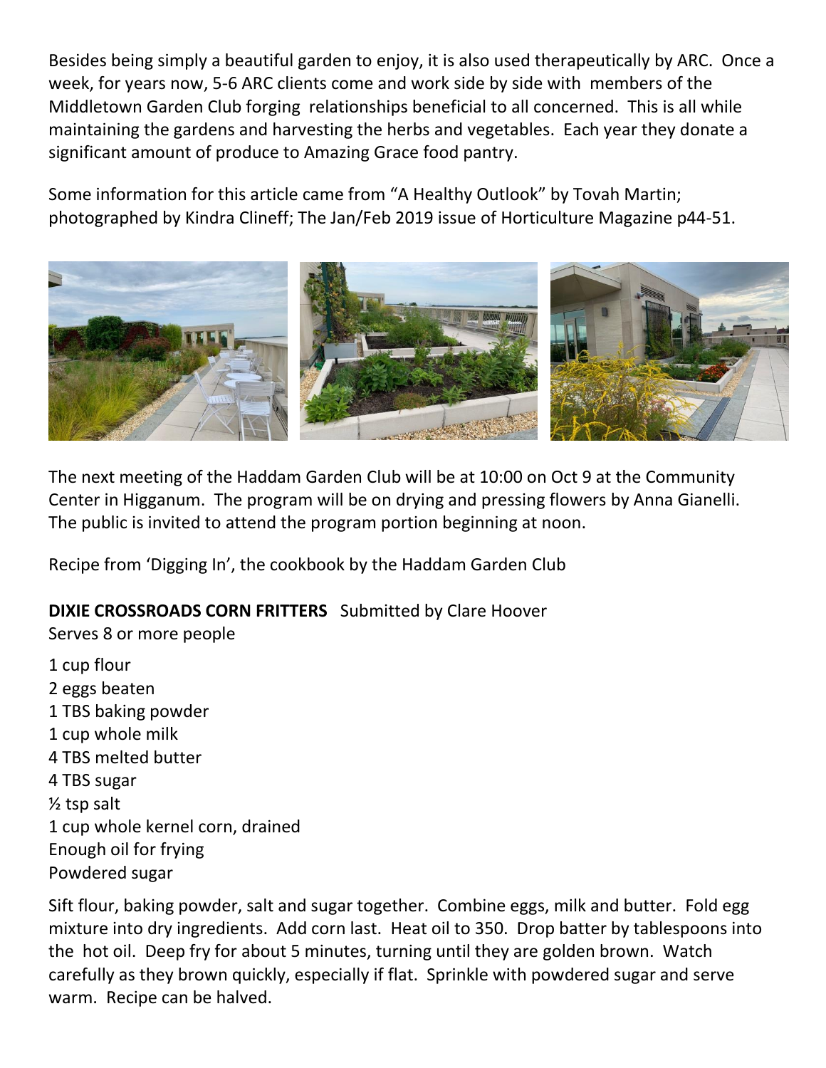Besides being simply a beautiful garden to enjoy, it is also used therapeutically by ARC. Once a week, for years now, 5-6 ARC clients come and work side by side with members of the Middletown Garden Club forging relationships beneficial to all concerned. This is all while maintaining the gardens and harvesting the herbs and vegetables. Each year they donate a significant amount of produce to Amazing Grace food pantry.

Some information for this article came from "A Healthy Outlook" by Tovah Martin; photographed by Kindra Clineff; The Jan/Feb 2019 issue of Horticulture Magazine p44-51.

The next meeting of the Haddam Garden Club will be at 10:00 on Oct 9 at the Community Center in Higganum. The program will be on drying and pressing flowers by Anna Gianelli. The public is invited to attend the program portion beginning at noon.

Recipe from 'Digging In', the cookbook by the Haddam Garden Club

**DIXIE CROSSROADS CORN FRITTERS** Submitted by Clare Hoover

Serves 8 or more people

1 cup flour
2 eggs beaten
1 TBS baking powder
1 cup whole milk
4 TBS melted butter
4 TBS sugar
½ tsp salt
1 cup whole kernel corn, drained
Enough oil for frying
Powdered sugar

Sift flour, baking powder, salt and sugar together. Combine eggs, milk and butter. Fold egg mixture into dry ingredients. Add corn last. Heat oil to 350. Drop batter by tablespoons into the hot oil. Deep fry for about 5 minutes, turning until they are golden brown. Watch carefully as they brown quickly, especially if flat. Sprinkle with powdered sugar and serve warm. Recipe can be halved.